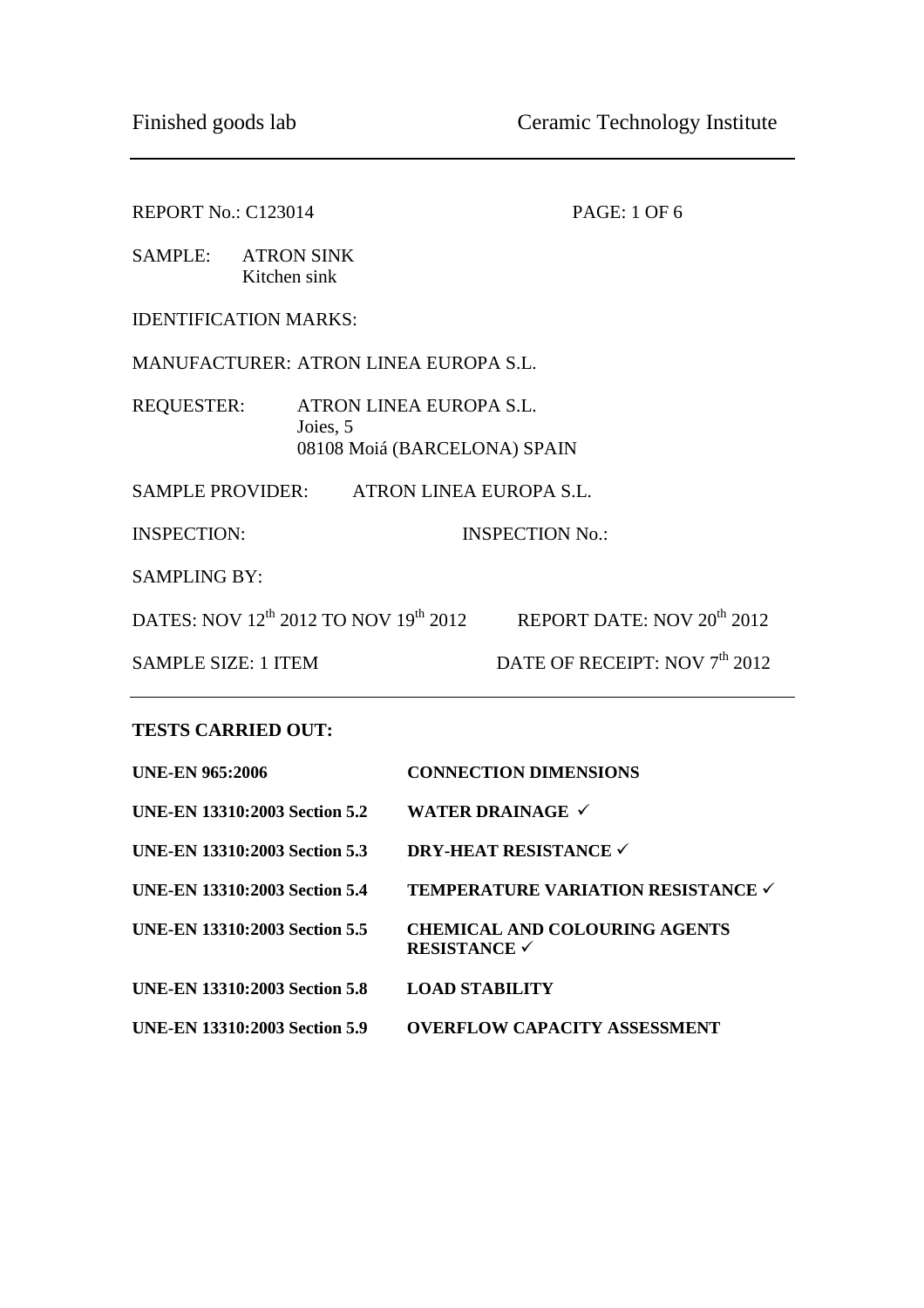REPORT No.: C123014

SAMPLE: ATRON SINK
Kitchen sink

IDENTIFICATION MARKS:

MANUFACTURER: ATRON LINEA EUROPA S.L.

REQUESTER: ATRON LINEA EUROPA S.L.
Joies, 5
08108 Moiá (BARCELONA) SPAIN

SAMPLE PROVIDER: ATRON LINEA EUROPA S.L.

INSPECTION: INSPECTION No.:

SAMPLING BY:

DATES: NOV 12th 2012 TO NOV 19th 2012 REPORT DATE: NOV 20th 2012

SAMPLE SIZE: 1 ITEM DATE OF RECEIPT: NOV 7th 2012

---

**TESTS CARRIED OUT:**

| | |
|---|---|
| **UNE-EN 965:2006** | **CONNECTION DIMENSIONS** |
| **UNE-EN 13310:2003 Section 5.2** | **WATER DRAINAGE ✓** |
| **UNE-EN 13310:2003 Section 5.3** | **DRY-HEAT RESISTANCE ✓** |
| **UNE-EN 13310:2003 Section 5.4** | **TEMPERATURE VARIATION RESISTANCE ✓** |
| **UNE-EN 13310:2003 Section 5.5** | **CHEMICAL AND COLOURING AGENTS RESISTANCE ✓** |
| **UNE-EN 13310:2003 Section 5.8** | **LOAD STABILITY** |
| **UNE-EN 13310:2003 Section 5.9** | **OVERFLOW CAPACITY ASSESSMENT** |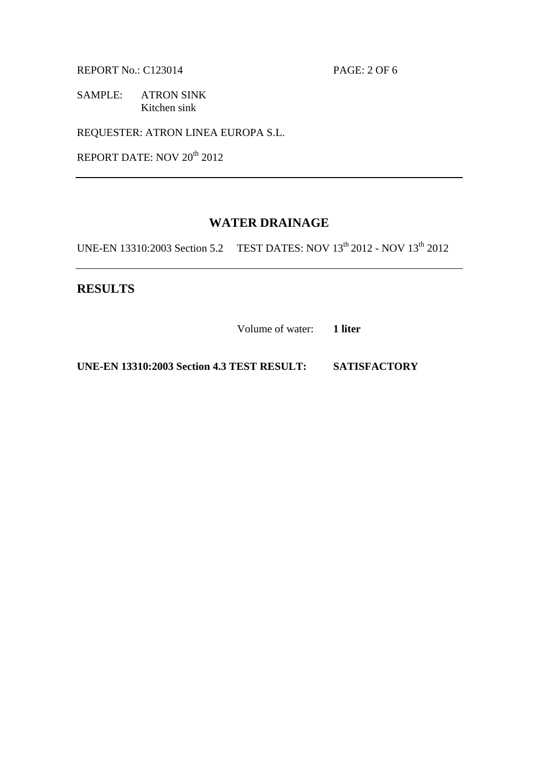REPORT No.: C123014

SAMPLE: ATRON SINK
Kitchen sink

REQUESTER: ATRON LINEA EUROPA S.L.

REPORT DATE: NOV 20th 2012

---

## WATER DRAINAGE

UNE-EN 13310:2003 Section 5.2    TEST DATES: NOV 13th 2012 - NOV 13th 2012

---

## RESULTS

Volume of water: **1 liter**

**UNE-EN 13310:2003 Section 4.3 TEST RESULT:    SATISFACTORY**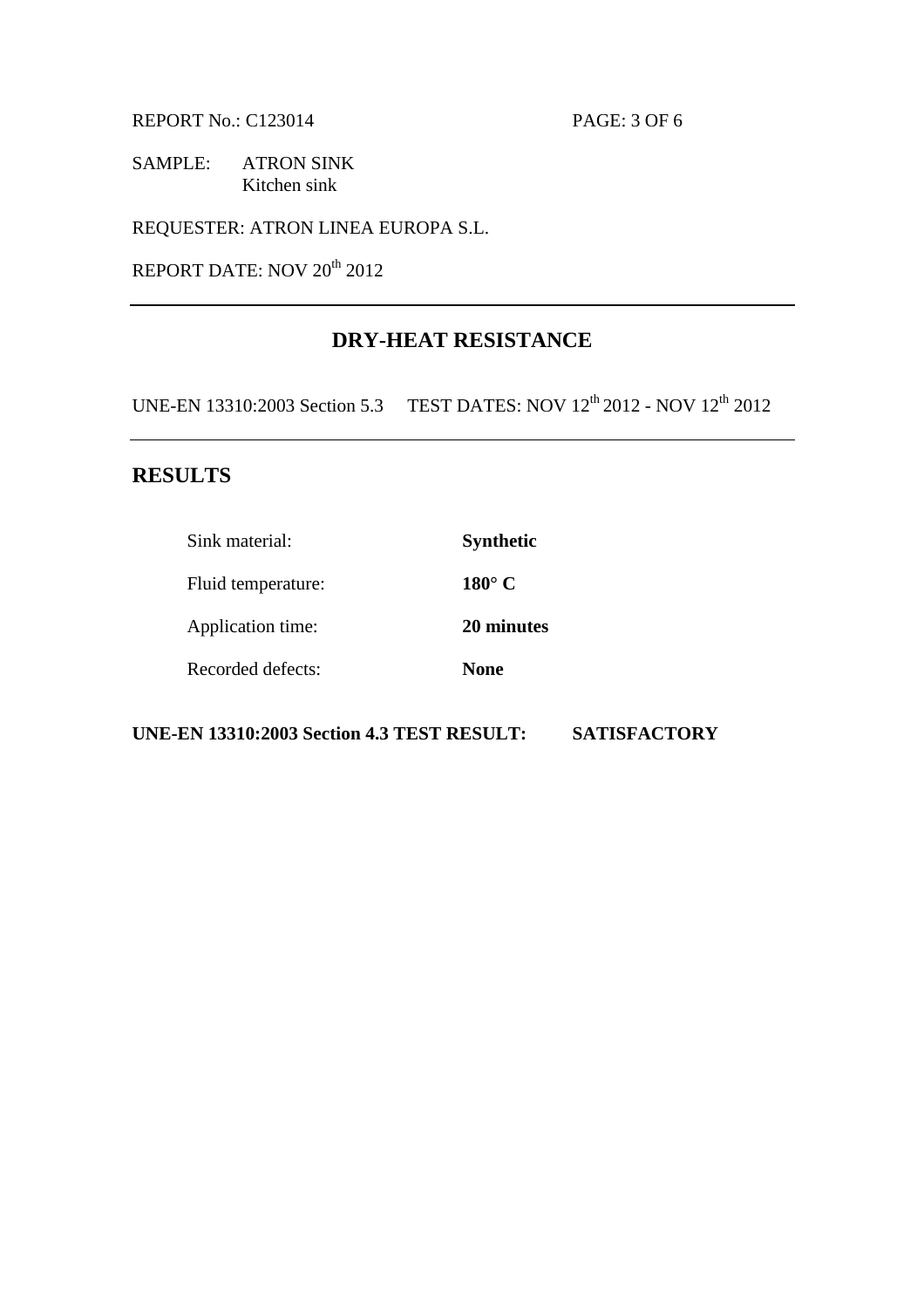REPORT No.: C123014

SAMPLE: ATRON SINK
Kitchen sink

REQUESTER: ATRON LINEA EUROPA S.L.

REPORT DATE: NOV 20th 2012

---

## DRY-HEAT RESISTANCE

UNE-EN 13310:2003 Section 5.3 TEST DATES: NOV 12th 2012 - NOV 12th 2012

---

## RESULTS

| | |
|---|---|
| Sink material: | **Synthetic** |
| Fluid temperature: | **180° C** |
| Application time: | **20 minutes** |
| Recorded defects: | **None** |

**UNE-EN 13310:2003 Section 4.3 TEST RESULT: SATISFACTORY**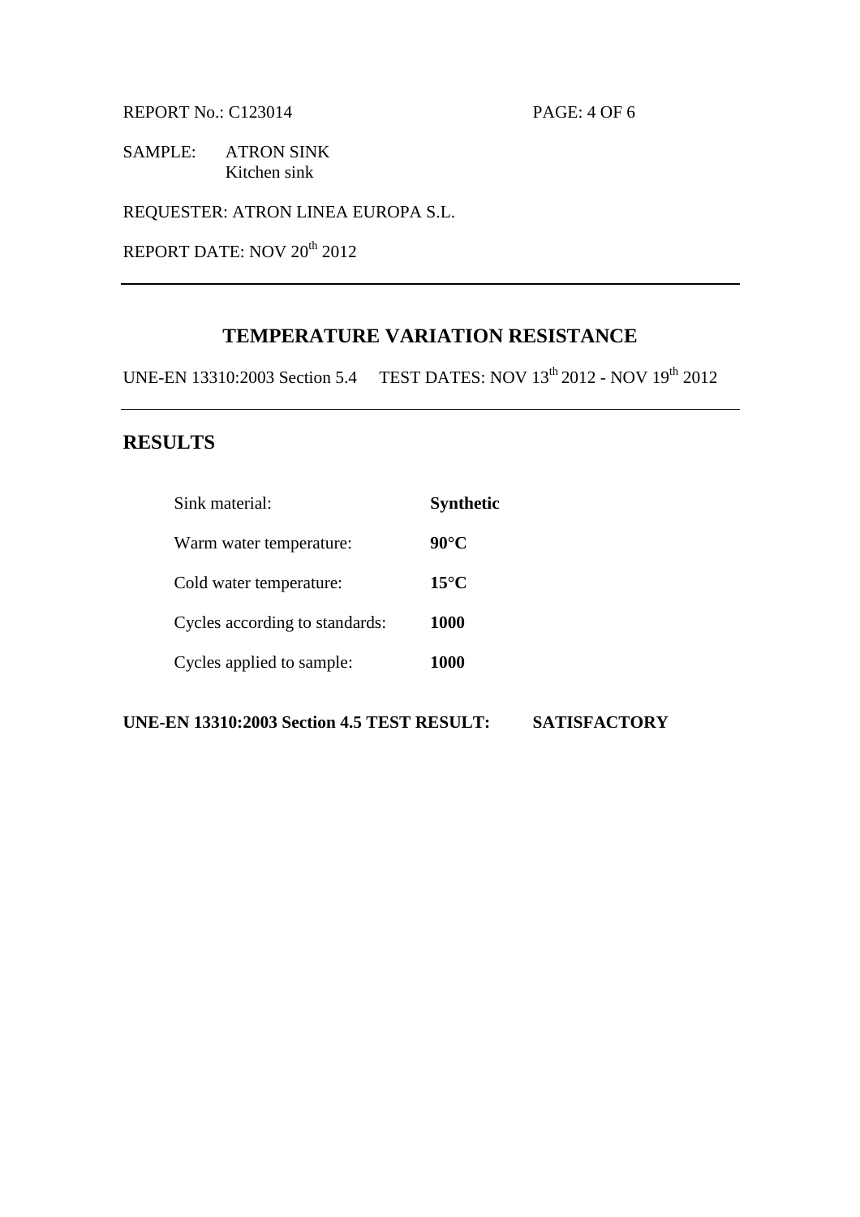REPORT No.: C123014

SAMPLE: ATRON SINK
Kitchen sink

REQUESTER: ATRON LINEA EUROPA S.L.

REPORT DATE: NOV 20th 2012

---

## TEMPERATURE VARIATION RESISTANCE

UNE-EN 13310:2003 Section 5.4 TEST DATES: NOV 13th 2012 - NOV 19th 2012

---

## RESULTS

| | |
|---|---|
| Sink material: | **Synthetic** |
| Warm water temperature: | **90°C** |
| Cold water temperature: | **15°C** |
| Cycles according to standards: | **1000** |
| Cycles applied to sample: | **1000** |

**UNE-EN 13310:2003 Section 4.5 TEST RESULT: SATISFACTORY**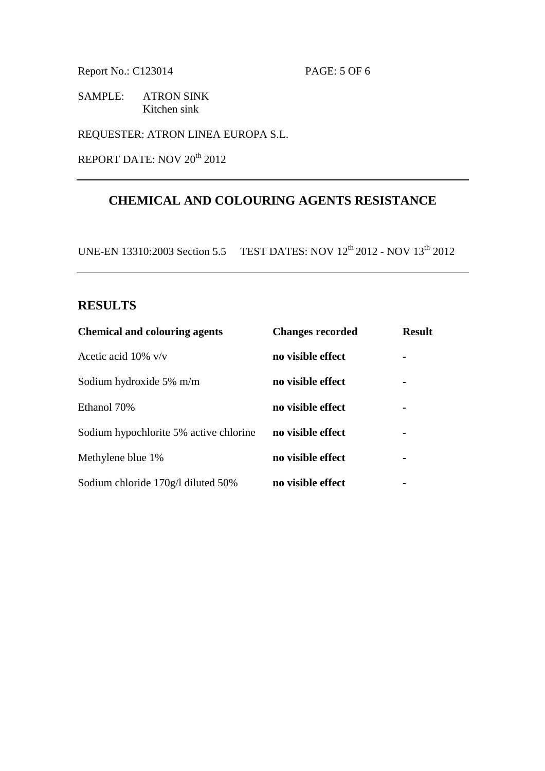Report No.: C123014

SAMPLE: ATRON SINK
Kitchen sink

REQUESTER: ATRON LINEA EUROPA S.L.

REPORT DATE: NOV 20th 2012

---

## CHEMICAL AND COLOURING AGENTS RESISTANCE

UNE-EN 13310:2003 Section 5.5 TEST DATES: NOV 12th 2012 - NOV 13th 2012

---

## RESULTS

| Chemical and colouring agents | Changes recorded | Result |
|---|---|---|
| Acetic acid 10% v/v | **no visible effect** | - |
| Sodium hydroxide 5% m/m | **no visible effect** | - |
| Ethanol 70% | **no visible effect** | - |
| Sodium hypochlorite 5% active chlorine | **no visible effect** | - |
| Methylene blue 1% | **no visible effect** | - |
| Sodium chloride 170g/l diluted 50% | **no visible effect** | - |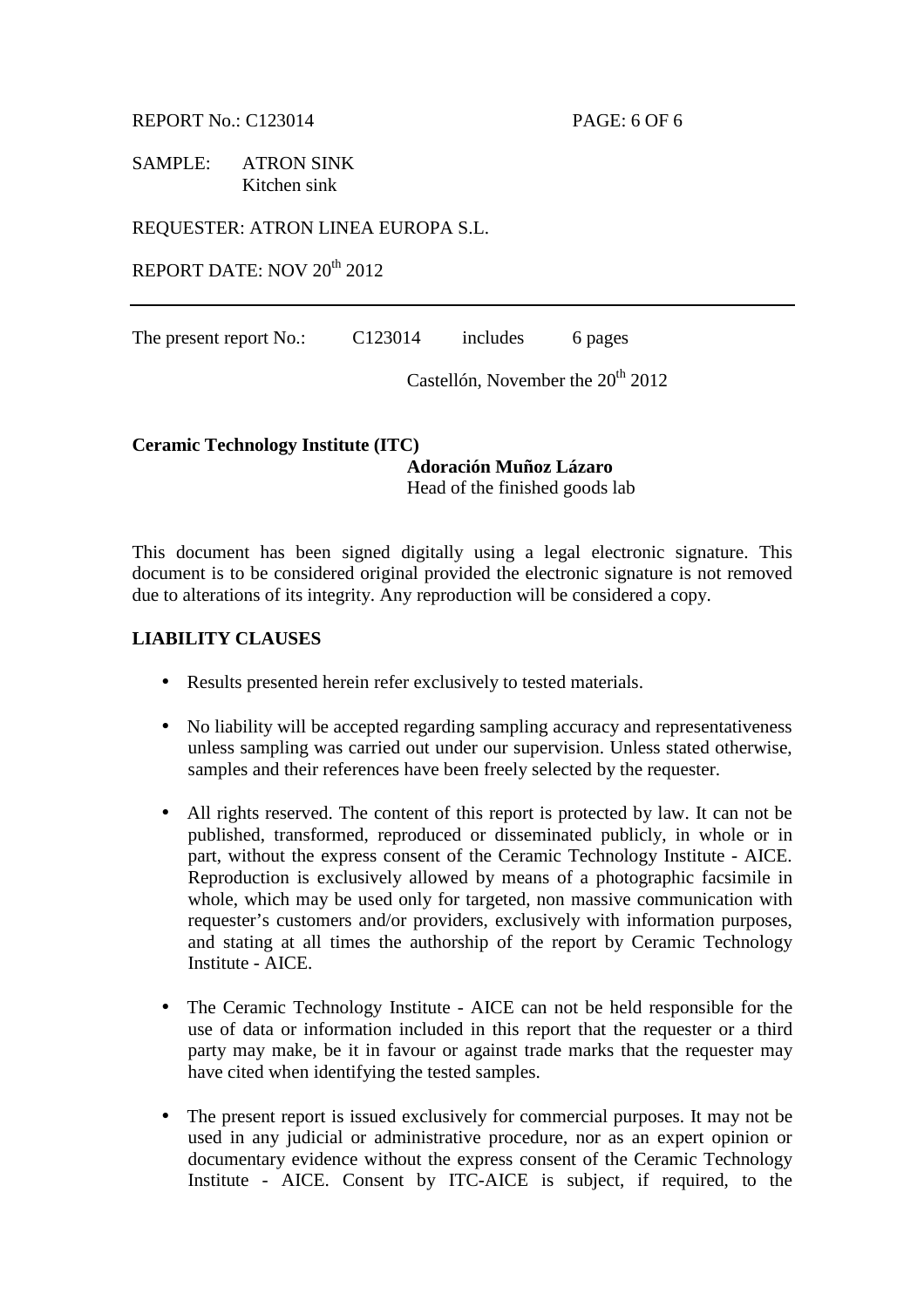REPORT No.: C123014

SAMPLE: ATRON SINK
Kitchen sink

REQUESTER: ATRON LINEA EUROPA S.L.

REPORT DATE: NOV 20th 2012

---

The present report No.: C123014 includes 6 pages

Castellón, November the 20th 2012

**Ceramic Technology Institute (ITC)**

**Adoración Muñoz Lázaro**
Head of the finished goods lab

This document has been signed digitally using a legal electronic signature. This document is to be considered original provided the electronic signature is not removed due to alterations of its integrity. Any reproduction will be considered a copy.

**LIABILITY CLAUSES**

- Results presented herein refer exclusively to tested materials.
- No liability will be accepted regarding sampling accuracy and representativeness unless sampling was carried out under our supervision. Unless stated otherwise, samples and their references have been freely selected by the requester.
- All rights reserved. The content of this report is protected by law. It can not be published, transformed, reproduced or disseminated publicly, in whole or in part, without the express consent of the Ceramic Technology Institute - AICE. Reproduction is exclusively allowed by means of a photographic facsimile in whole, which may be used only for targeted, non massive communication with requester's customers and/or providers, exclusively with information purposes, and stating at all times the authorship of the report by Ceramic Technology Institute - AICE.
- The Ceramic Technology Institute - AICE can not be held responsible for the use of data or information included in this report that the requester or a third party may make, be it in favour or against trade marks that the requester may have cited when identifying the tested samples.
- The present report is issued exclusively for commercial purposes. It may not be used in any judicial or administrative procedure, nor as an expert opinion or documentary evidence without the express consent of the Ceramic Technology Institute - AICE. Consent by ITC-AICE is subject, if required, to the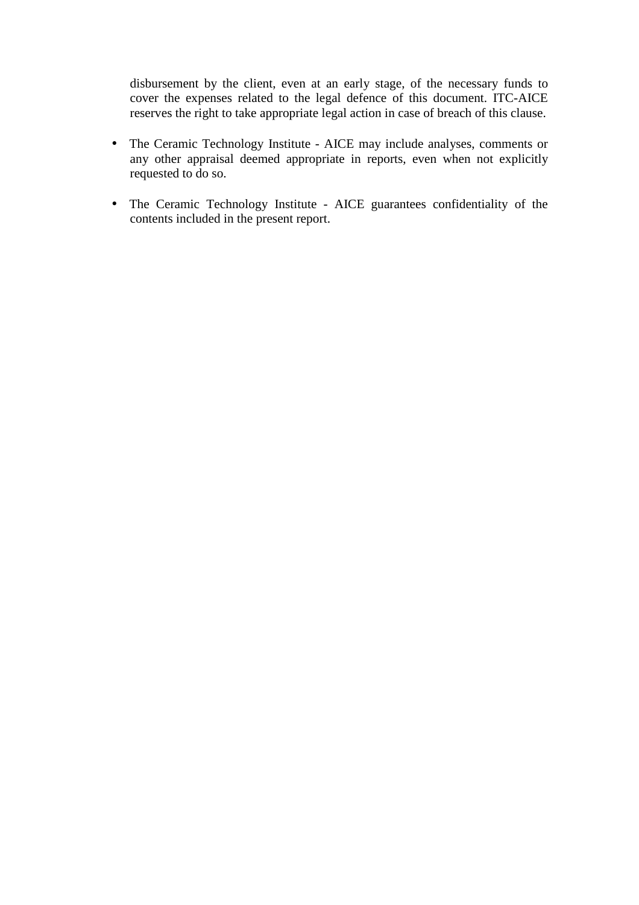disbursement by the client, even at an early stage, of the necessary funds to cover the expenses related to the legal defence of this document. ITC-AICE reserves the right to take appropriate legal action in case of breach of this clause.

- The Ceramic Technology Institute - AICE may include analyses, comments or any other appraisal deemed appropriate in reports, even when not explicitly requested to do so.

- The Ceramic Technology Institute - AICE guarantees confidentiality of the contents included in the present report.